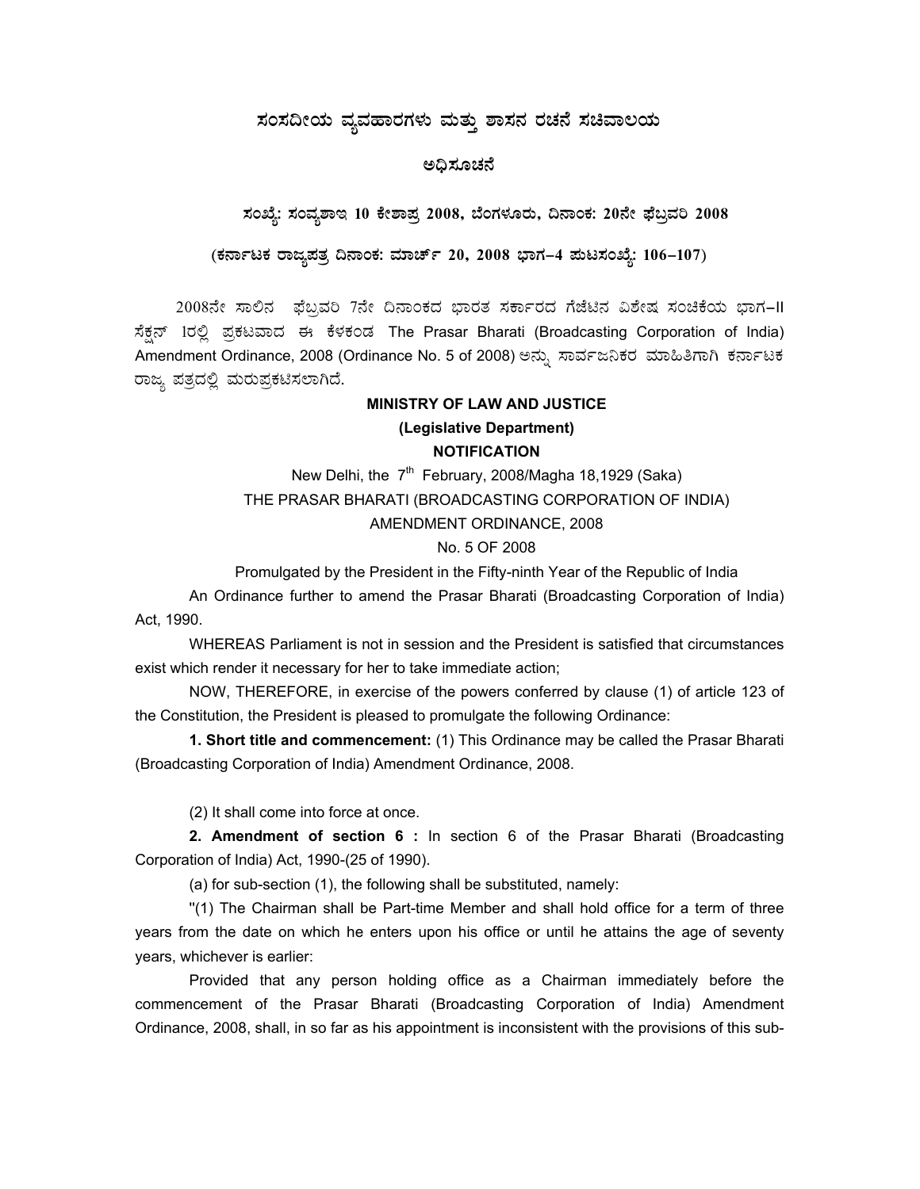# ಸಂಸದೀಯ ವ್ಯವಹಾರಗಳು ಮತ್ತು ಶಾಸನ ರಚನೆ ಸಚಿವಾಲಯ

## ಅಧಿಸೂಚನೆ

**ಸಂಖ್ಯೆ: ಸಂವ್ಯಶಾಇ 10 ಕೇಶಾಪ್ರ 2008, ಬೆಂಗಳೂರು, ದಿನಾಂಕ: 20ನೇ ಫೆಬ್ರವರಿ 2008**

**(ಕರ್ನಾಟಕ ರಾಜ್ಯಪತ್ರ ದಿನಾಂಕ: ಮಾರ್ಚ್ 20, 2008 ಭಾಗ–4 ಪುಟಸಂಖ್ಯೆ: 106–107)**

2008ನೇ ಸಾಲಿನ ಫೆಬ್ರವರಿ 7ನೇ ದಿನಾಂಕದ ಭಾರತ ಸರ್ಕಾರದ ಗೆಜೆಟಿನ ವಿಶೇಷ ಸಂಚಿಕೆಯ ಭಾಗ–II ಸೆಕ್ಷನ್ 1ರಲ್ಲಿ ಪ್ರಕಟವಾದ ಈ ಕೆಳಕಂಡ The Prasar Bharati (Broadcasting Corporation of India) Amendment Ordinance, 2008 (Ordinance No. 5 of 2008) ಅನ್ನು ಸಾರ್ವಜನಿಕರ ಮಾಹಿತಿಗಾಗಿ ಕರ್ನಾಟಕ ರಾಜ್ಯ ಪತ್ರದಲ್ಲಿ ಮರುಪ್ರಕಟಿಸಲಾಗಿದೆ.

**MINISTRY OF LAW AND JUSTICE**

**(Legislative Department)**

**NOTIFICATION**

New Delhi, the 7th February, 2008/Magha 18,1929 (Saka)

THE PRASAR BHARATI (BROADCASTING CORPORATION OF INDIA) AMENDMENT ORDINANCE, 2008

No. 5 OF 2008

Promulgated by the President in the Fifty-ninth Year of the Republic of India

An Ordinance further to amend the Prasar Bharati (Broadcasting Corporation of India) Act, 1990.

WHEREAS Parliament is not in session and the President is satisfied that circumstances exist which render it necessary for her to take immediate action;

NOW, THEREFORE, in exercise of the powers conferred by clause (1) of article 123 of the Constitution, the President is pleased to promulgate the following Ordinance:

**1. Short title and commencement:** (1) This Ordinance may be called the Prasar Bharati (Broadcasting Corporation of India) Amendment Ordinance, 2008.

(2) It shall come into force at once.

**2. Amendment of section 6 :** In section 6 of the Prasar Bharati (Broadcasting Corporation of India) Act, 1990-(25 of 1990).

(a) for sub-section (1), the following shall be substituted, namely:

"(1) The Chairman shall be Part-time Member and shall hold office for a term of three years from the date on which he enters upon his office or until he attains the age of seventy years, whichever is earlier:

Provided that any person holding office as a Chairman immediately before the commencement of the Prasar Bharati (Broadcasting Corporation of India) Amendment Ordinance, 2008, shall, in so far as his appointment is inconsistent with the provisions of this sub-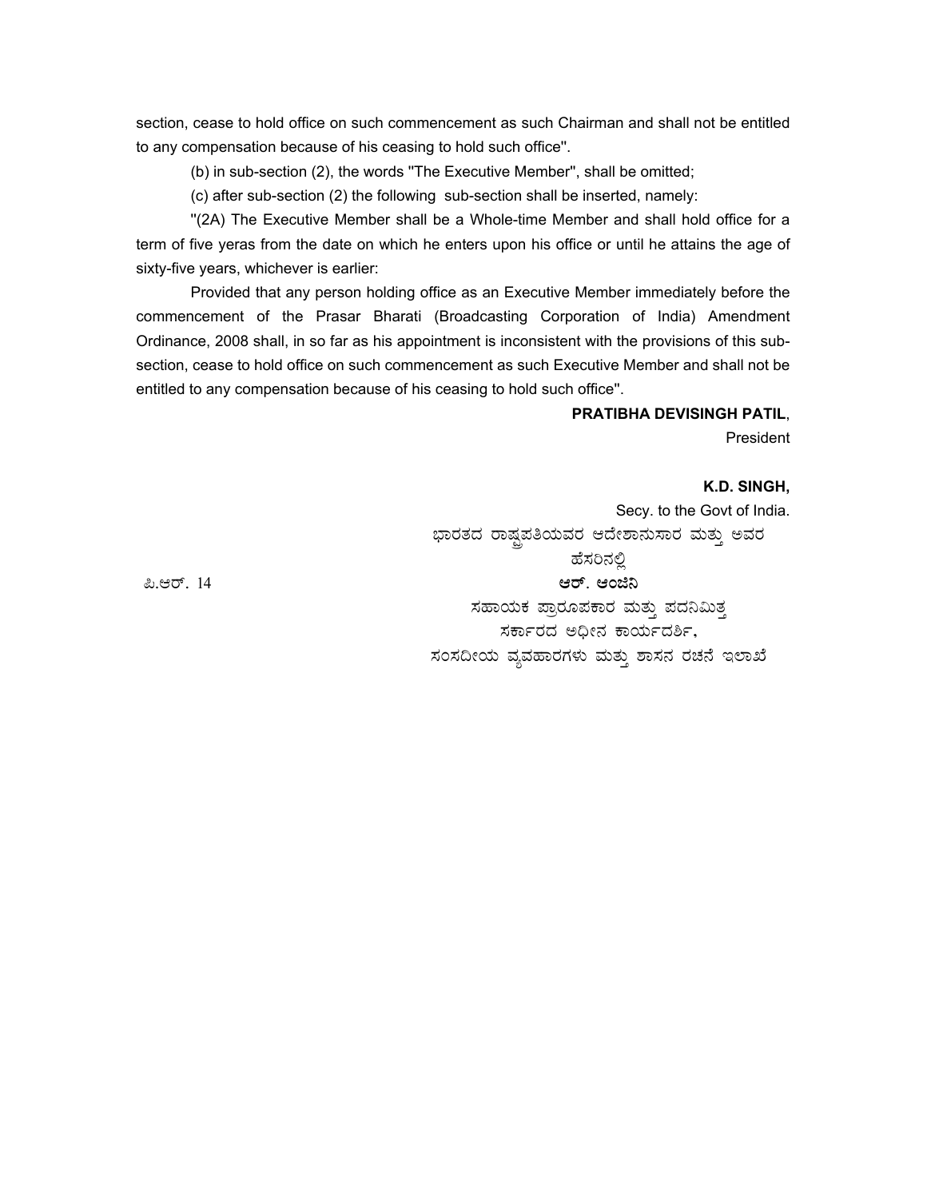section, cease to hold office on such commencement as such Chairman and shall not be entitled to any compensation because of his ceasing to hold such office''.

(b) in sub-section (2), the words ''The Executive Member'', shall be omitted;

(c) after sub-section (2) the following sub-section shall be inserted, namely:

''(2A) The Executive Member shall be a Whole-time Member and shall hold office for a term of five yeras from the date on which he enters upon his office or until he attains the age of sixty-five years, whichever is earlier:

Provided that any person holding office as an Executive Member immediately before the commencement of the Prasar Bharati (Broadcasting Corporation of India) Amendment Ordinance, 2008 shall, in so far as his appointment is inconsistent with the provisions of this sub-section, cease to hold office on such commencement as such Executive Member and shall not be entitled to any compensation because of his ceasing to hold such office''.

**PRATIBHA DEVISINGH PATIL**,
President

**K.D. SINGH,**
Secy. to the Govt of India.

ಭಾರತದ ರಾಷ್ಟ್ರಪತಿಯವರ ಆದೇಶಾನುಸಾರ ಮತ್ತು ಅವರ ಹೆಸರಿನಲ್ಲಿ

ಪಿ.ಆರ್. 14

**ಆರ್. ಆಂಜಿನಿ**
ಸಹಾಯಕ ಪ್ರಾರೂಪಕಾರ ಮತ್ತು ಪದನಿಮಿತ್ತ
ಸರ್ಕಾರದ ಅಧೀನ ಕಾರ್ಯದರ್ಶಿ,
ಸಂಸದೀಯ ವ್ಯವಹಾರಗಳು ಮತ್ತು ಶಾಸನ ರಚನೆ ಇಲಾಖೆ